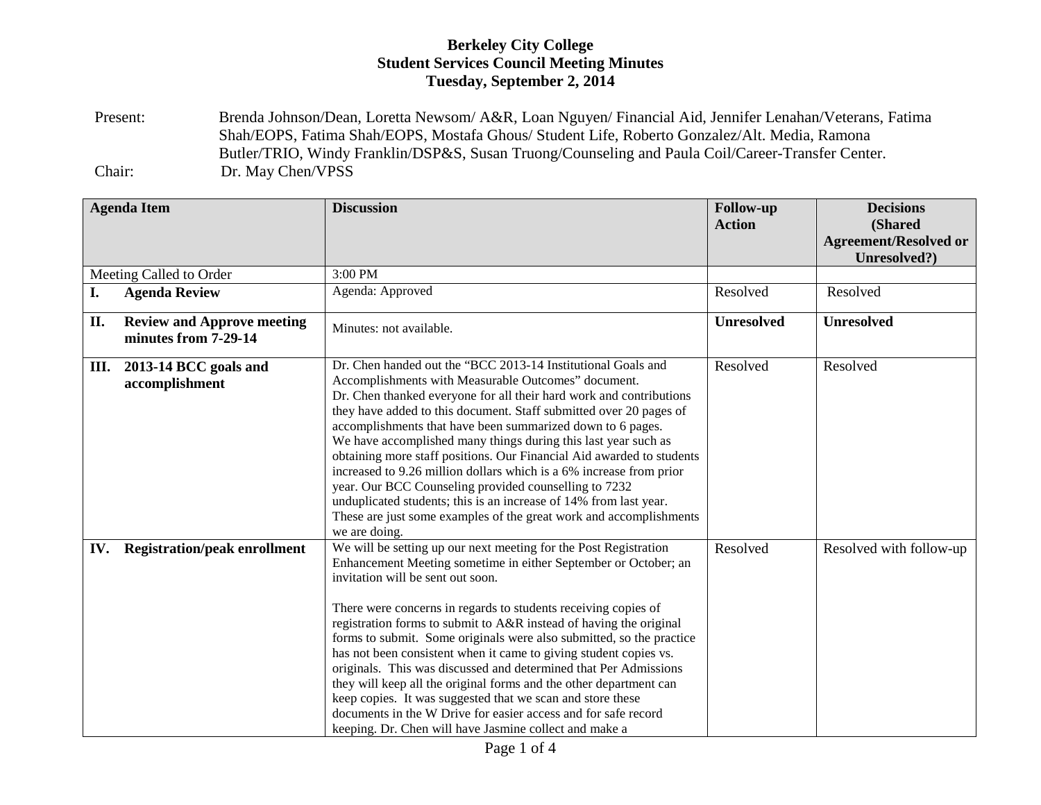**Berkeley City College**
**Student Services Council Meeting Minutes**
**Tuesday, September 2, 2014**

Present: Brenda Johnson/Dean, Loretta Newsom/ A&R, Loan Nguyen/ Financial Aid, Jennifer Lenahan/Veterans, Fatima Shah/EOPS, Fatima Shah/EOPS, Mostafa Ghous/ Student Life, Roberto Gonzalez/Alt. Media, Ramona Butler/TRIO, Windy Franklin/DSP&S, Susan Truong/Counseling and Paula Coil/Career-Transfer Center.

Chair: Dr. May Chen/VPSS

| Agenda Item | Discussion | Follow-up Action | Decisions (Shared Agreement/Resolved or Unresolved?) |
|---|---|---|---|
| Meeting Called to Order | 3:00 PM | | |
| **I. Agenda Review** | Agenda: Approved | Resolved | Resolved |
| **II. Review and Approve meeting minutes from 7-29-14** | Minutes: not available. | **Unresolved** | **Unresolved** |
| **III. 2013-14 BCC goals and accomplishment** | Dr. Chen handed out the "BCC 2013-14 Institutional Goals and Accomplishments with Measurable Outcomes" document. Dr. Chen thanked everyone for all their hard work and contributions they have added to this document. Staff submitted over 20 pages of accomplishments that have been summarized down to 6 pages. We have accomplished many things during this last year such as obtaining more staff positions. Our Financial Aid awarded to students increased to 9.26 million dollars which is a 6% increase from prior year. Our BCC Counseling provided counselling to 7232 unduplicated students; this is an increase of 14% from last year. These are just some examples of the great work and accomplishments we are doing. | Resolved | Resolved |
| **IV. Registration/peak enrollment** | We will be setting up our next meeting for the Post Registration Enhancement Meeting sometime in either September or October; an invitation will be sent out soon.<br><br>There were concerns in regards to students receiving copies of registration forms to submit to A&R instead of having the original forms to submit. Some originals were also submitted, so the practice has not been consistent when it came to giving student copies vs. originals. This was discussed and determined that Per Admissions they will keep all the original forms and the other department can keep copies. It was suggested that we scan and store these documents in the W Drive for easier access and for safe record keeping. Dr. Chen will have Jasmine collect and make a | Resolved | Resolved with follow-up |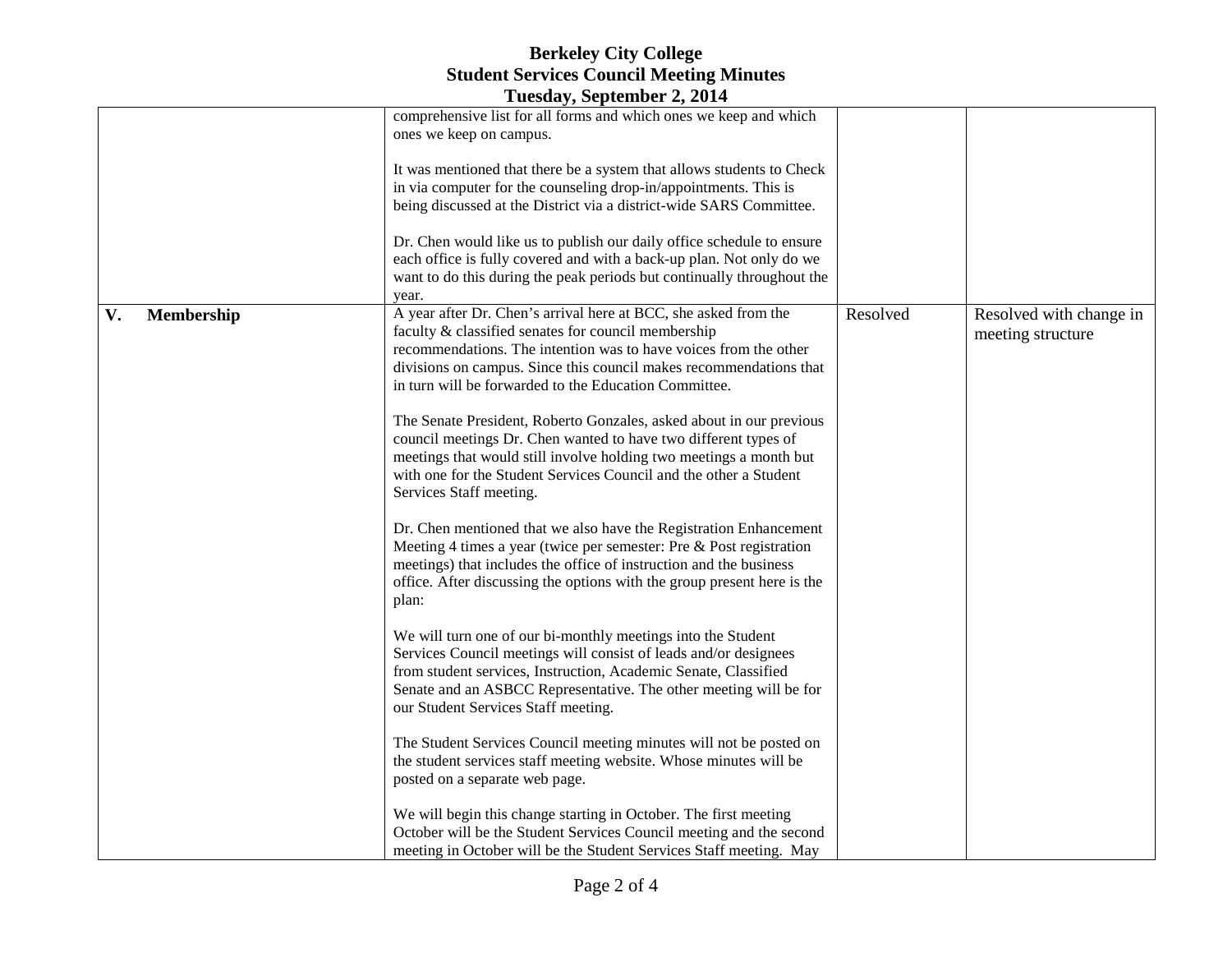| | | | |
|---|---|---|---|
| | comprehensive list for all forms and which ones we keep and which ones we keep on campus.<br><br>It was mentioned that there be a system that allows students to Check in via computer for the counseling drop-in/appointments. This is being discussed at the District via a district-wide SARS Committee.<br><br>Dr. Chen would like us to publish our daily office schedule to ensure each office is fully covered and with a back-up plan. Not only do we want to do this during the peak periods but continually throughout the year. | | |
| **V. Membership** | A year after Dr. Chen's arrival here at BCC, she asked from the faculty & classified senates for council membership recommendations. The intention was to have voices from the other divisions on campus. Since this council makes recommendations that in turn will be forwarded to the Education Committee.<br><br>The Senate President, Roberto Gonzales, asked about in our previous council meetings Dr. Chen wanted to have two different types of meetings that would still involve holding two meetings a month but with one for the Student Services Council and the other a Student Services Staff meeting.<br><br>Dr. Chen mentioned that we also have the Registration Enhancement Meeting 4 times a year (twice per semester: Pre & Post registration meetings) that includes the office of instruction and the business office. After discussing the options with the group present here is the plan:<br><br>We will turn one of our bi-monthly meetings into the Student Services Council meetings will consist of leads and/or designees from student services, Instruction, Academic Senate, Classified Senate and an ASBCC Representative. The other meeting will be for our Student Services Staff meeting.<br><br>The Student Services Council meeting minutes will not be posted on the student services staff meeting website. Whose minutes will be posted on a separate web page.<br><br>We will begin this change starting in October. The first meeting October will be the Student Services Council meeting and the second meeting in October will be the Student Services Staff meeting. May | Resolved | Resolved with change in meeting structure |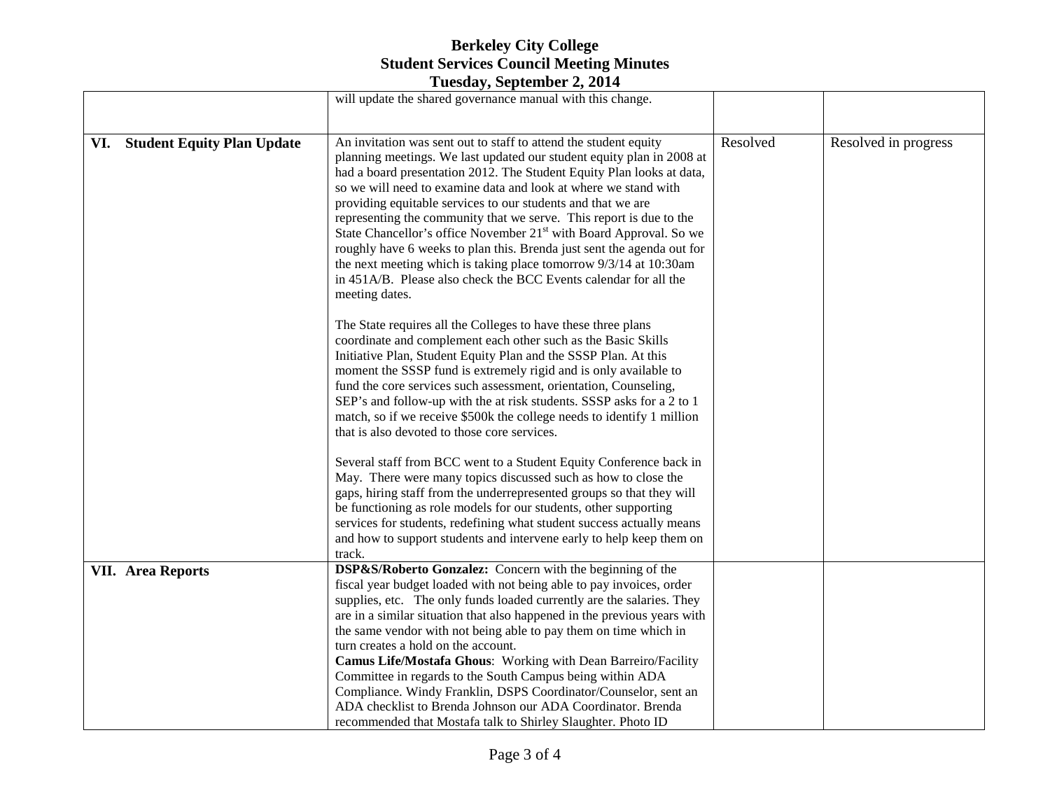# Berkeley City College
## Student Services Council Meeting Minutes
### Tuesday, September 2, 2014

| | | | |
|---|---|---|---|
| | will update the shared governance manual with this change. | | |
| **VI. Student Equity Plan Update** | An invitation was sent out to staff to attend the student equity planning meetings. We last updated our student equity plan in 2008 at had a board presentation 2012. The Student Equity Plan looks at data, so we will need to examine data and look at where we stand with providing equitable services to our students and that we are representing the community that we serve. This report is due to the State Chancellor's office November 21st with Board Approval. So we roughly have 6 weeks to plan this. Brenda just sent the agenda out for the next meeting which is taking place tomorrow 9/3/14 at 10:30am in 451A/B. Please also check the BCC Events calendar for all the meeting dates.<br><br>The State requires all the Colleges to have these three plans coordinate and complement each other such as the Basic Skills Initiative Plan, Student Equity Plan and the SSSP Plan. At this moment the SSSP fund is extremely rigid and is only available to fund the core services such assessment, orientation, Counseling, SEP's and follow-up with the at risk students. SSSP asks for a 2 to 1 match, so if we receive $500k the college needs to identify 1 million that is also devoted to those core services.<br><br>Several staff from BCC went to a Student Equity Conference back in May. There were many topics discussed such as how to close the gaps, hiring staff from the underrepresented groups so that they will be functioning as role models for our students, other supporting services for students, redefining what student success actually means and how to support students and intervene early to help keep them on track. | Resolved | Resolved in progress |
| **VII. Area Reports** | **DSP&S/Roberto Gonzalez:** Concern with the beginning of the fiscal year budget loaded with not being able to pay invoices, order supplies, etc. The only funds loaded currently are the salaries. They are in a similar situation that also happened in the previous years with the same vendor with not being able to pay them on time which in turn creates a hold on the account.<br>**Camus Life/Mostafa Ghous**: Working with Dean Barreiro/Facility Committee in regards to the South Campus being within ADA Compliance. Windy Franklin, DSPS Coordinator/Counselor, sent an ADA checklist to Brenda Johnson our ADA Coordinator. Brenda recommended that Mostafa talk to Shirley Slaughter. Photo ID | | |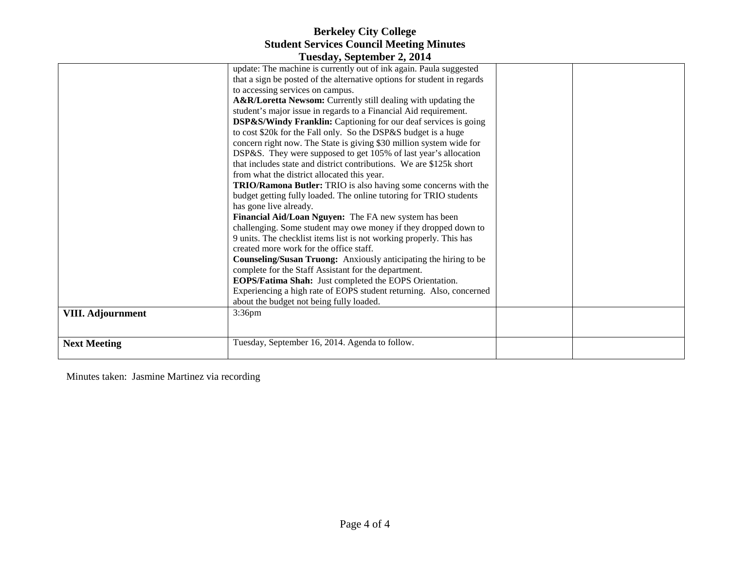| | | | |
|---|---|---|---|
| | update: The machine is currently out of ink again. Paula suggested that a sign be posted of the alternative options for student in regards to accessing services on campus.<br>**A&R/Loretta Newsom:** Currently still dealing with updating the student's major issue in regards to a Financial Aid requirement.<br>**DSP&S/Windy Franklin:** Captioning for our deaf services is going to cost $20k for the Fall only. So the DSP&S budget is a huge concern right now. The State is giving $30 million system wide for DSP&S. They were supposed to get 105% of last year's allocation that includes state and district contributions. We are $125k short from what the district allocated this year.<br>**TRIO/Ramona Butler:** TRIO is also having some concerns with the budget getting fully loaded. The online tutoring for TRIO students has gone live already.<br>**Financial Aid/Loan Nguyen:** The FA new system has been challenging. Some student may owe money if they dropped down to 9 units. The checklist items list is not working properly. This has created more work for the office staff.<br>**Counseling/Susan Truong:** Anxiously anticipating the hiring to be complete for the Staff Assistant for the department.<br>**EOPS/Fatima Shah:** Just completed the EOPS Orientation. Experiencing a high rate of EOPS student returning. Also, concerned about the budget not being fully loaded. | | |
| **VIII. Adjournment** | 3:36pm | | |
| **Next Meeting** | Tuesday, September 16, 2014. Agenda to follow. | | |

Minutes taken: Jasmine Martinez via recording